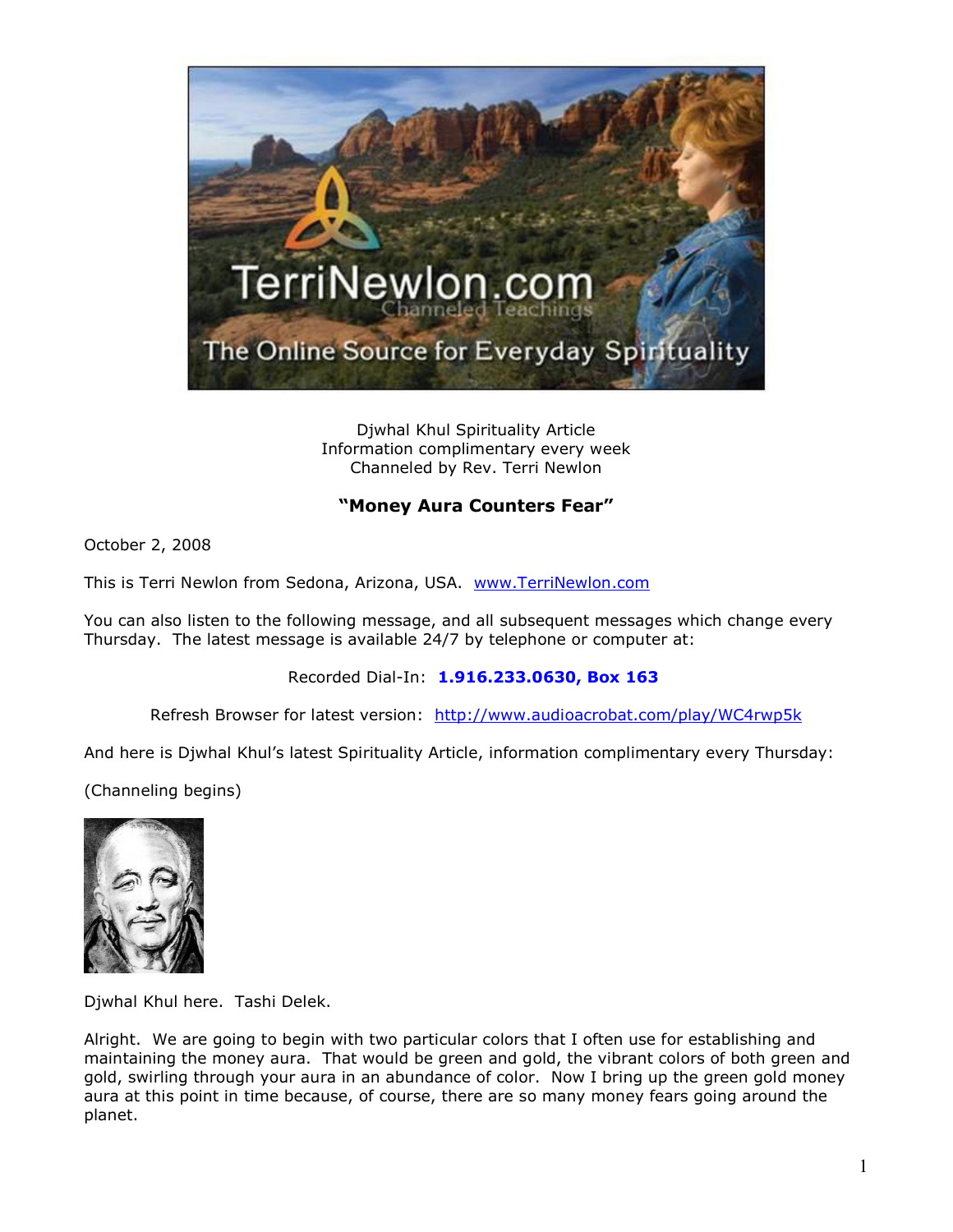Djwhal Khul Spirituality Article
Information complimentary every week
Channeled by Rev. Terri Newlon

**"Money Aura Counters Fear"**

October 2, 2008

This is Terri Newlon from Sedona, Arizona, USA. www.TerriNewlon.com

You can also listen to the following message, and all subsequent messages which change every Thursday. The latest message is available 24/7 by telephone or computer at:

Recorded Dial-In: **1.916.233.0630, Box 163**

Refresh Browser for latest version: http://www.audioacrobat.com/play/WC4rwp5k

And here is Djwhal Khul's latest Spirituality Article, information complimentary every Thursday:

(Channeling begins)

Djwhal Khul here. Tashi Delek.

Alright. We are going to begin with two particular colors that I often use for establishing and maintaining the money aura. That would be green and gold, the vibrant colors of both green and gold, swirling through your aura in an abundance of color. Now I bring up the green gold money aura at this point in time because, of course, there are so many money fears going around the planet.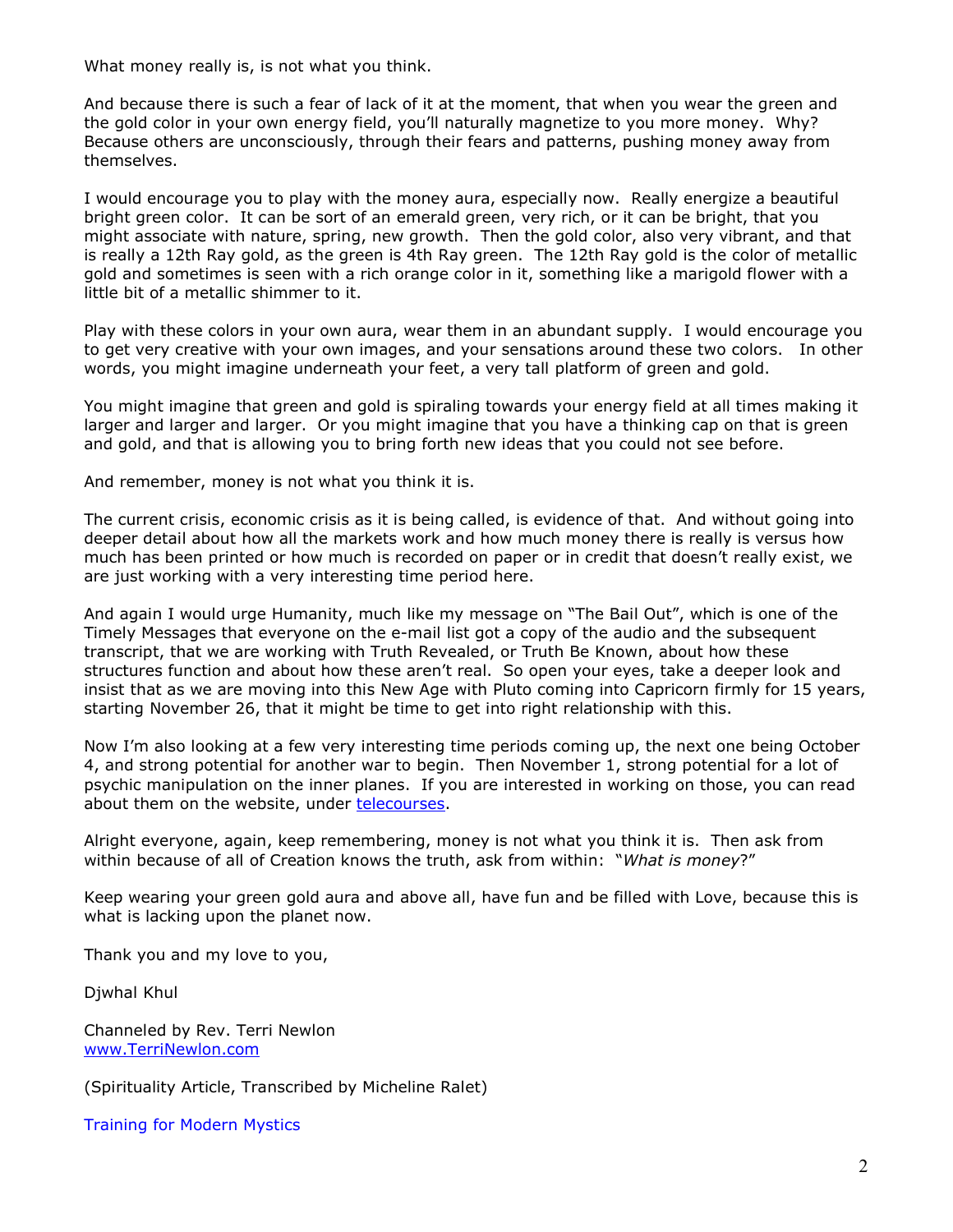What money really is, is not what you think.

And because there is such a fear of lack of it at the moment, that when you wear the green and the gold color in your own energy field, you'll naturally magnetize to you more money. Why? Because others are unconsciously, through their fears and patterns, pushing money away from themselves.

I would encourage you to play with the money aura, especially now. Really energize a beautiful bright green color. It can be sort of an emerald green, very rich, or it can be bright, that you might associate with nature, spring, new growth. Then the gold color, also very vibrant, and that is really a 12th Ray gold, as the green is 4th Ray green. The 12th Ray gold is the color of metallic gold and sometimes is seen with a rich orange color in it, something like a marigold flower with a little bit of a metallic shimmer to it.

Play with these colors in your own aura, wear them in an abundant supply. I would encourage you to get very creative with your own images, and your sensations around these two colors. In other words, you might imagine underneath your feet, a very tall platform of green and gold.

You might imagine that green and gold is spiraling towards your energy field at all times making it larger and larger and larger. Or you might imagine that you have a thinking cap on that is green and gold, and that is allowing you to bring forth new ideas that you could not see before.

And remember, money is not what you think it is.

The current crisis, economic crisis as it is being called, is evidence of that. And without going into deeper detail about how all the markets work and how much money there is really is versus how much has been printed or how much is recorded on paper or in credit that doesn't really exist, we are just working with a very interesting time period here.

And again I would urge Humanity, much like my message on "The Bail Out", which is one of the Timely Messages that everyone on the e-mail list got a copy of the audio and the subsequent transcript, that we are working with Truth Revealed, or Truth Be Known, about how these structures function and about how these aren't real. So open your eyes, take a deeper look and insist that as we are moving into this New Age with Pluto coming into Capricorn firmly for 15 years, starting November 26, that it might be time to get into right relationship with this.

Now I'm also looking at a few very interesting time periods coming up, the next one being October 4, and strong potential for another war to begin. Then November 1, strong potential for a lot of psychic manipulation on the inner planes. If you are interested in working on those, you can read about them on the website, under telecourses.

Alright everyone, again, keep remembering, money is not what you think it is. Then ask from within because of all of Creation knows the truth, ask from within: "*What is money*?"

Keep wearing your green gold aura and above all, have fun and be filled with Love, because this is what is lacking upon the planet now.

Thank you and my love to you,

Djwhal Khul

Channeled by Rev. Terri Newlon
www.TerriNewlon.com

(Spirituality Article, Transcribed by Micheline Ralet)

Training for Modern Mystics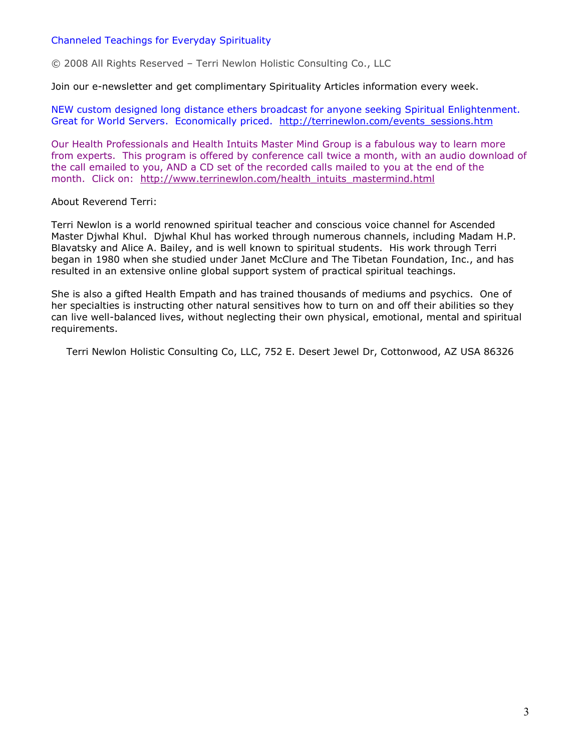Channeled Teachings for Everyday Spirituality

© 2008 All Rights Reserved – Terri Newlon Holistic Consulting Co., LLC

Join our e-newsletter and get complimentary Spirituality Articles information every week.

NEW custom designed long distance ethers broadcast for anyone seeking Spiritual Enlightenment. Great for World Servers. Economically priced. http://terrinewlon.com/events_sessions.htm

Our Health Professionals and Health Intuits Master Mind Group is a fabulous way to learn more from experts. This program is offered by conference call twice a month, with an audio download of the call emailed to you, AND a CD set of the recorded calls mailed to you at the end of the month. Click on: http://www.terrinewlon.com/health_intuits_mastermind.html

About Reverend Terri:

Terri Newlon is a world renowned spiritual teacher and conscious voice channel for Ascended Master Djwhal Khul. Djwhal Khul has worked through numerous channels, including Madam H.P. Blavatsky and Alice A. Bailey, and is well known to spiritual students. His work through Terri began in 1980 when she studied under Janet McClure and The Tibetan Foundation, Inc., and has resulted in an extensive online global support system of practical spiritual teachings.

She is also a gifted Health Empath and has trained thousands of mediums and psychics. One of her specialties is instructing other natural sensitives how to turn on and off their abilities so they can live well-balanced lives, without neglecting their own physical, emotional, mental and spiritual requirements.

Terri Newlon Holistic Consulting Co, LLC, 752 E. Desert Jewel Dr, Cottonwood, AZ USA 86326